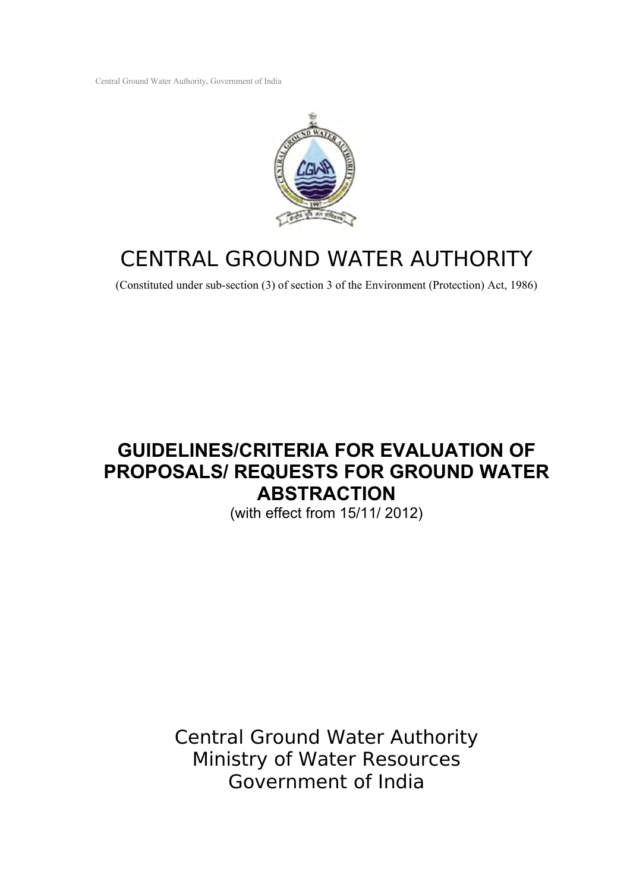# CENTRAL GROUND WATER AUTHORITY

(Constituted under sub-section (3) of section 3 of the Environment (Protection) Act, 1986)

## GUIDELINES/CRITERIA FOR EVALUATION OF PROPOSALS/ REQUESTS FOR GROUND WATER ABSTRACTION

(with effect from 15/11/ 2012)

Central Ground Water Authority
Ministry of Water Resources
Government of India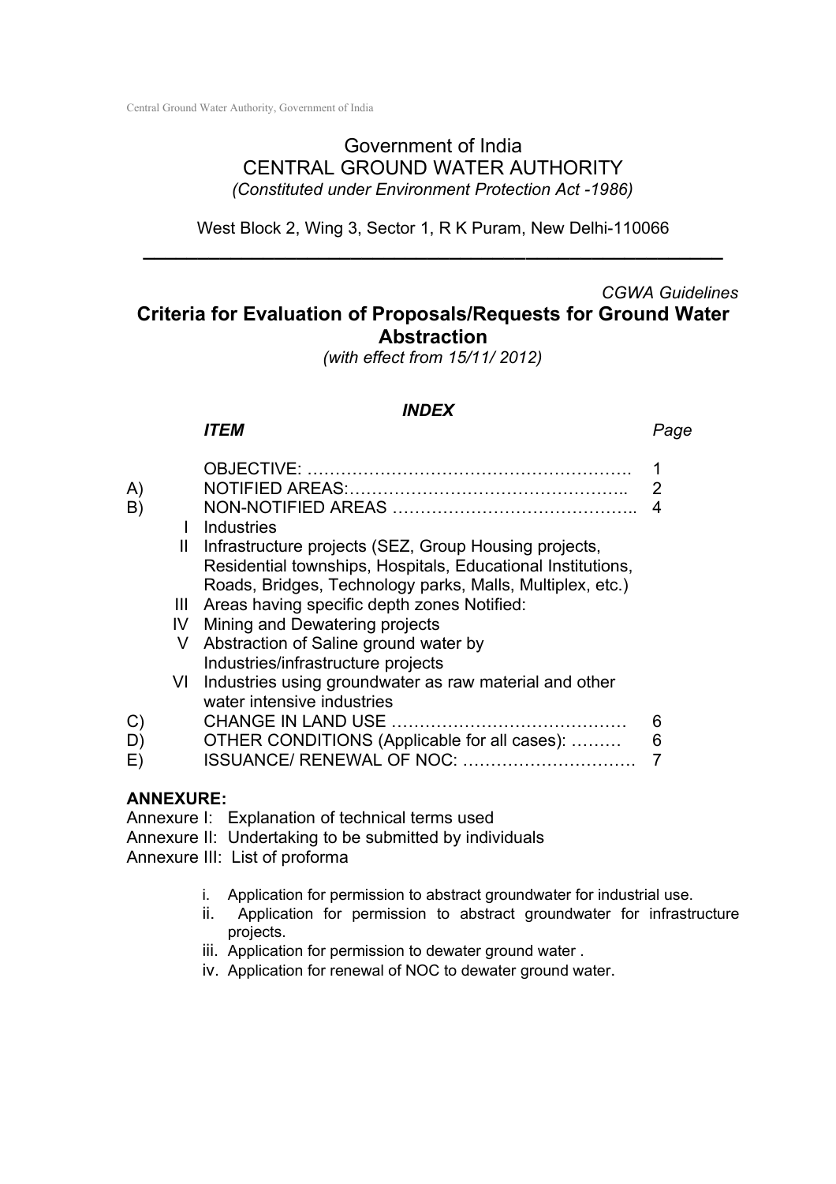Government of India
CENTRAL GROUND WATER AUTHORITY
*(Constituted under Environment Protection Act -1986)*

West Block 2, Wing 3, Sector 1, R K Puram, New Delhi-110066

---

*CGWA Guidelines*

# Criteria for Evaluation of Proposals/Requests for Ground Water Abstraction

*(with effect from 15/11/ 2012)*

## *INDEX*

| | | *ITEM* | *Page* |
|---|---|---|---|
| | | OBJECTIVE: ………………………………………………. | 1 |
| A) | | NOTIFIED AREAS:………….…………………………….. | 2 |
| B) | | NON-NOTIFIED AREAS …………………………………….. | 4 |
| | I | Industries | |
| | II | Infrastructure projects (SEZ, Group Housing projects, Residential townships, Hospitals, Educational Institutions, Roads, Bridges, Technology parks, Malls, Multiplex, etc.) | |
| | III | Areas having specific depth zones Notified: | |
| | IV | Mining and Dewatering projects | |
| | V | Abstraction of Saline ground water by Industries/infrastructure projects | |
| | VI | Industries using groundwater as raw material and other water intensive industries | |
| C) | | CHANGE IN LAND USE …………………………………… | 6 |
| D) | | OTHER CONDITIONS (Applicable for all cases): ……… | 6 |
| E) | | ISSUANCE/ RENEWAL OF NOC: …………………………. | 7 |

**ANNEXURE:**

Annexure I: Explanation of technical terms used
Annexure II: Undertaking to be submitted by individuals
Annexure III: List of proforma

i. Application for permission to abstract groundwater for industrial use.
ii. Application for permission to abstract groundwater for infrastructure projects.
iii. Application for permission to dewater ground water .
iv. Application for renewal of NOC to dewater ground water.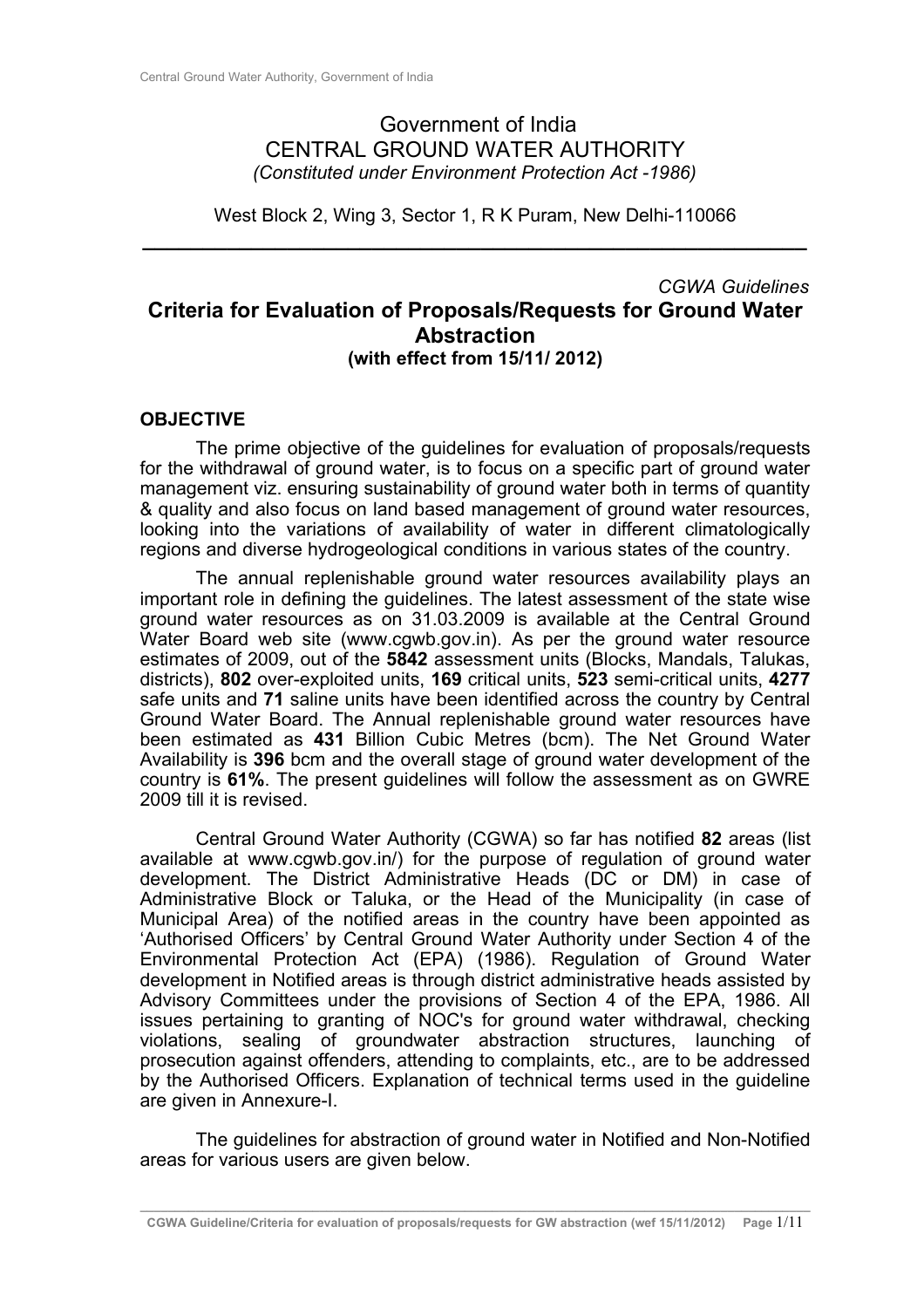Government of India
CENTRAL GROUND WATER AUTHORITY
*(Constituted under Environment Protection Act -1986)*

West Block 2, Wing 3, Sector 1, R K Puram, New Delhi-110066

---

*CGWA Guidelines*

# Criteria for Evaluation of Proposals/Requests for Ground Water Abstraction

**(with effect from 15/11/ 2012)**

## OBJECTIVE

The prime objective of the guidelines for evaluation of proposals/requests for the withdrawal of ground water, is to focus on a specific part of ground water management viz. ensuring sustainability of ground water both in terms of quantity & quality and also focus on land based management of ground water resources, looking into the variations of availability of water in different climatologically regions and diverse hydrogeological conditions in various states of the country.

The annual replenishable ground water resources availability plays an important role in defining the guidelines. The latest assessment of the state wise ground water resources as on 31.03.2009 is available at the Central Ground Water Board web site (www.cgwb.gov.in). As per the ground water resource estimates of 2009, out of the **5842** assessment units (Blocks, Mandals, Talukas, districts), **802** over-exploited units, **169** critical units, **523** semi-critical units, **4277** safe units and **71** saline units have been identified across the country by Central Ground Water Board. The Annual replenishable ground water resources have been estimated as **431** Billion Cubic Metres (bcm). The Net Ground Water Availability is **396** bcm and the overall stage of ground water development of the country is **61%**. The present guidelines will follow the assessment as on GWRE 2009 till it is revised.

Central Ground Water Authority (CGWA) so far has notified **82** areas (list available at www.cgwb.gov.in/) for the purpose of regulation of ground water development. The District Administrative Heads (DC or DM) in case of Administrative Block or Taluka, or the Head of the Municipality (in case of Municipal Area) of the notified areas in the country have been appointed as 'Authorised Officers' by Central Ground Water Authority under Section 4 of the Environmental Protection Act (EPA) (1986). Regulation of Ground Water development in Notified areas is through district administrative heads assisted by Advisory Committees under the provisions of Section 4 of the EPA, 1986. All issues pertaining to granting of NOC's for ground water withdrawal, checking violations, sealing of groundwater abstraction structures, launching of prosecution against offenders, attending to complaints, etc., are to be addressed by the Authorised Officers. Explanation of technical terms used in the guideline are given in Annexure-I.

The guidelines for abstraction of ground water in Notified and Non-Notified areas for various users are given below.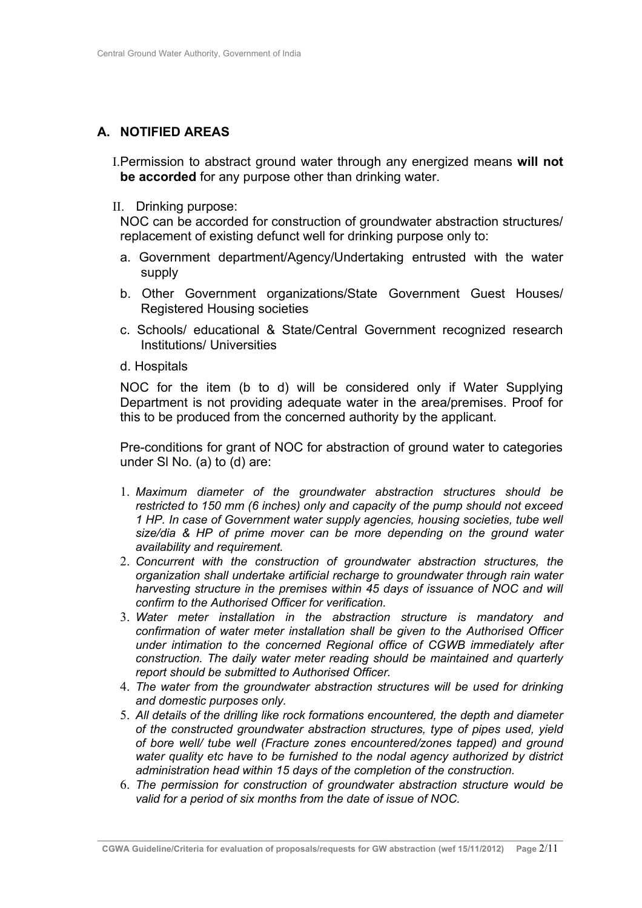## A. NOTIFIED AREAS

I. Permission to abstract ground water through any energized means **will not be accorded** for any purpose other than drinking water.

II. Drinking purpose:

NOC can be accorded for construction of groundwater abstraction structures/ replacement of existing defunct well for drinking purpose only to:

a. Government department/Agency/Undertaking entrusted with the water supply

b. Other Government organizations/State Government Guest Houses/ Registered Housing societies

c. Schools/ educational & State/Central Government recognized research Institutions/ Universities

d. Hospitals

NOC for the item (b to d) will be considered only if Water Supplying Department is not providing adequate water in the area/premises. Proof for this to be produced from the concerned authority by the applicant.

Pre-conditions for grant of NOC for abstraction of ground water to categories under Sl No. (a) to (d) are:

1. *Maximum diameter of the groundwater abstraction structures should be restricted to 150 mm (6 inches) only and capacity of the pump should not exceed 1 HP. In case of Government water supply agencies, housing societies, tube well size/dia & HP of prime mover can be more depending on the ground water availability and requirement.*
2. *Concurrent with the construction of groundwater abstraction structures, the organization shall undertake artificial recharge to groundwater through rain water harvesting structure in the premises within 45 days of issuance of NOC and will confirm to the Authorised Officer for verification.*
3. *Water meter installation in the abstraction structure is mandatory and confirmation of water meter installation shall be given to the Authorised Officer under intimation to the concerned Regional office of CGWB immediately after construction. The daily water meter reading should be maintained and quarterly report should be submitted to Authorised Officer.*
4. *The water from the groundwater abstraction structures will be used for drinking and domestic purposes only.*
5. *All details of the drilling like rock formations encountered, the depth and diameter of the constructed groundwater abstraction structures, type of pipes used, yield of bore well/ tube well (Fracture zones encountered/zones tapped) and ground water quality etc have to be furnished to the nodal agency authorized by district administration head within 15 days of the completion of the construction.*
6. *The permission for construction of groundwater abstraction structure would be valid for a period of six months from the date of issue of NOC.*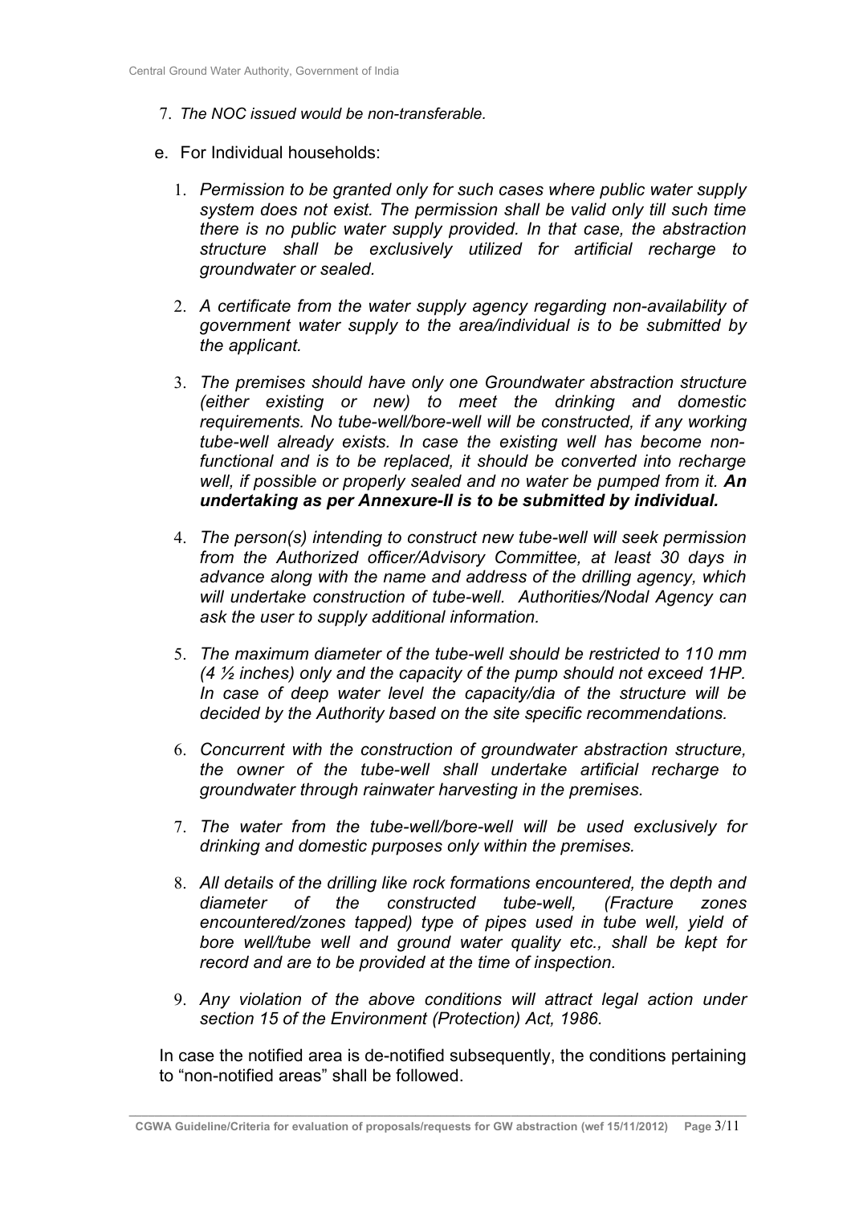7. *The NOC issued would be non-transferable.*

e. For Individual households:

1. *Permission to be granted only for such cases where public water supply system does not exist. The permission shall be valid only till such time there is no public water supply provided. In that case, the abstraction structure shall be exclusively utilized for artificial recharge to groundwater or sealed.*

2. *A certificate from the water supply agency regarding non-availability of government water supply to the area/individual is to be submitted by the applicant.*

3. *The premises should have only one Groundwater abstraction structure (either existing or new) to meet the drinking and domestic requirements. No tube-well/bore-well will be constructed, if any working tube-well already exists. In case the existing well has become non-functional and is to be replaced, it should be converted into recharge well, if possible or properly sealed and no water be pumped from it.* ***An undertaking as per Annexure-II is to be submitted by individual.***

4. *The person(s) intending to construct new tube-well will seek permission from the Authorized officer/Advisory Committee, at least 30 days in advance along with the name and address of the drilling agency, which will undertake construction of tube-well. Authorities/Nodal Agency can ask the user to supply additional information.*

5. *The maximum diameter of the tube-well should be restricted to 110 mm (4 ½ inches) only and the capacity of the pump should not exceed 1HP. In case of deep water level the capacity/dia of the structure will be decided by the Authority based on the site specific recommendations.*

6. *Concurrent with the construction of groundwater abstraction structure, the owner of the tube-well shall undertake artificial recharge to groundwater through rainwater harvesting in the premises.*

7. *The water from the tube-well/bore-well will be used exclusively for drinking and domestic purposes only within the premises.*

8. *All details of the drilling like rock formations encountered, the depth and diameter of the constructed tube-well, (Fracture zones encountered/zones tapped) type of pipes used in tube well, yield of bore well/tube well and ground water quality etc., shall be kept for record and are to be provided at the time of inspection.*

9. *Any violation of the above conditions will attract legal action under section 15 of the Environment (Protection) Act, 1986.*

In case the notified area is de-notified subsequently, the conditions pertaining to "non-notified areas" shall be followed.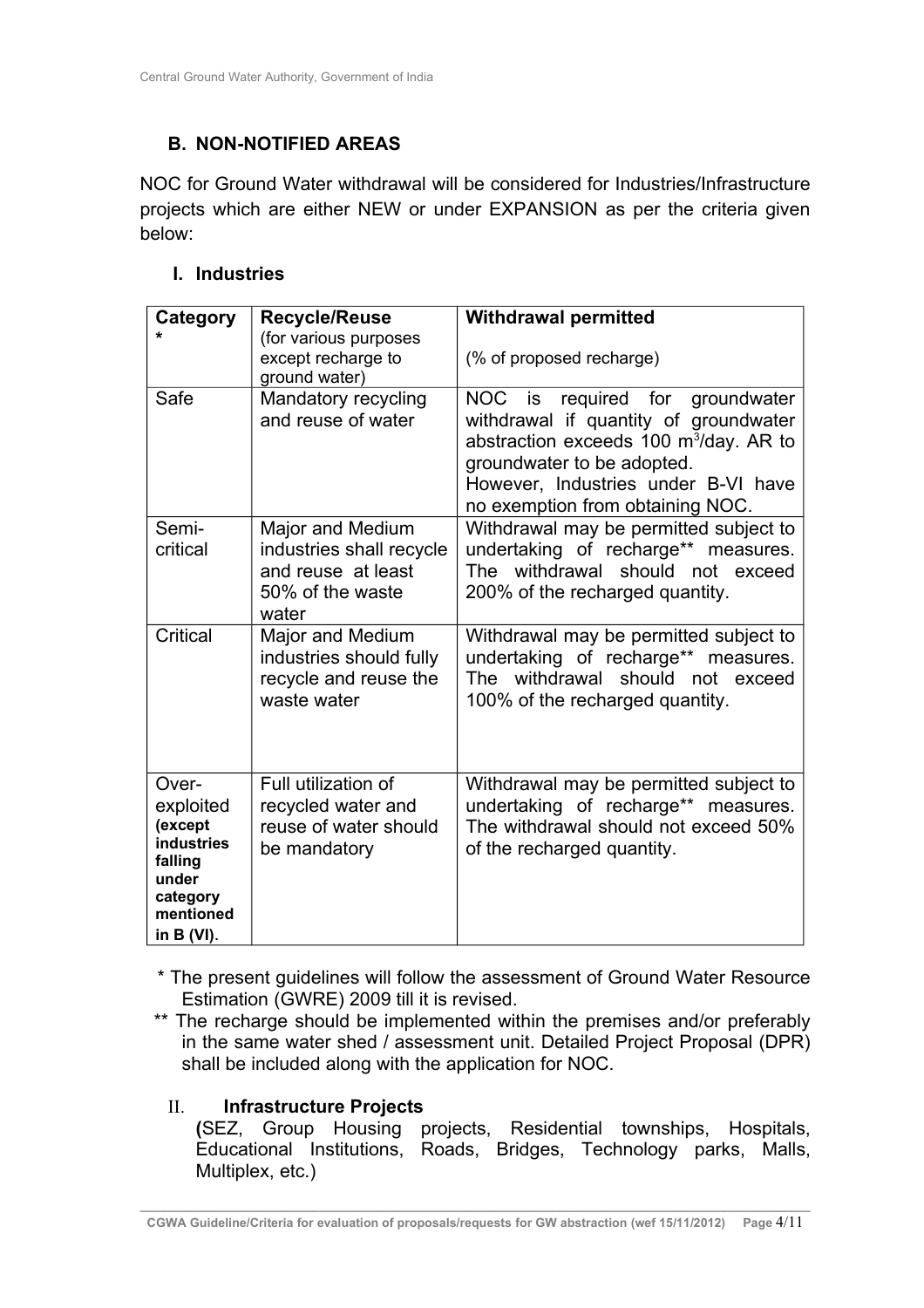## B. NON-NOTIFIED AREAS

NOC for Ground Water withdrawal will be considered for Industries/Infrastructure projects which are either NEW or under EXPANSION as per the criteria given below:

### I. Industries

| Category * | Recycle/Reuse (for various purposes except recharge to ground water) | Withdrawal permitted (% of proposed recharge) |
|---|---|---|
| Safe | Mandatory recycling and reuse of water | NOC is required for groundwater withdrawal if quantity of groundwater abstraction exceeds 100 m$^3$/day. AR to groundwater to be adopted. However, Industries under B-VI have no exemption from obtaining NOC. |
| Semi-critical | Major and Medium industries shall recycle and reuse at least 50% of the waste water | Withdrawal may be permitted subject to undertaking of recharge** measures. The withdrawal should not exceed 200% of the recharged quantity. |
| Critical | Major and Medium industries should fully recycle and reuse the waste water | Withdrawal may be permitted subject to undertaking of recharge** measures. The withdrawal should not exceed 100% of the recharged quantity. |
| Over-exploited **(except industries falling under category mentioned in B (VI)**. | Full utilization of recycled water and reuse of water should be mandatory | Withdrawal may be permitted subject to undertaking of recharge** measures. The withdrawal should not exceed 50% of the recharged quantity. |

* The present guidelines will follow the assessment of Ground Water Resource Estimation (GWRE) 2009 till it is revised.

** The recharge should be implemented within the premises and/or preferably in the same water shed / assessment unit. Detailed Project Proposal (DPR) shall be included along with the application for NOC.

### II. Infrastructure Projects

**(**SEZ, Group Housing projects, Residential townships, Hospitals, Educational Institutions, Roads, Bridges, Technology parks, Malls, Multiplex, etc.)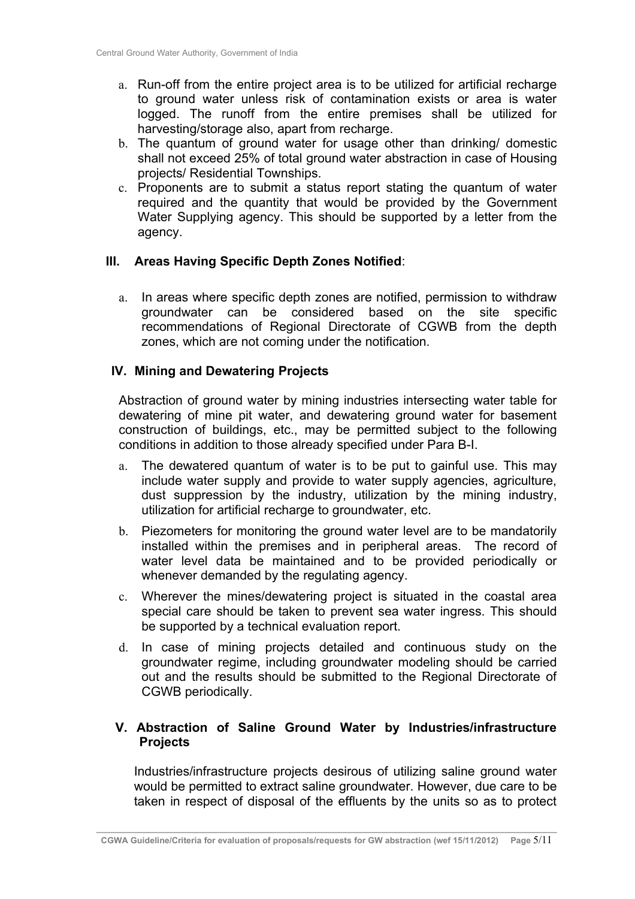a. Run-off from the entire project area is to be utilized for artificial recharge to ground water unless risk of contamination exists or area is water logged. The runoff from the entire premises shall be utilized for harvesting/storage also, apart from recharge.
b. The quantum of ground water for usage other than drinking/ domestic shall not exceed 25% of total ground water abstraction in case of Housing projects/ Residential Townships.
c. Proponents are to submit a status report stating the quantum of water required and the quantity that would be provided by the Government Water Supplying agency. This should be supported by a letter from the agency.

### III. Areas Having Specific Depth Zones Notified:

a. In areas where specific depth zones are notified, permission to withdraw groundwater can be considered based on the site specific recommendations of Regional Directorate of CGWB from the depth zones, which are not coming under the notification.

### IV. Mining and Dewatering Projects

Abstraction of ground water by mining industries intersecting water table for dewatering of mine pit water, and dewatering ground water for basement construction of buildings, etc., may be permitted subject to the following conditions in addition to those already specified under Para B-I.

a. The dewatered quantum of water is to be put to gainful use. This may include water supply and provide to water supply agencies, agriculture, dust suppression by the industry, utilization by the mining industry, utilization for artificial recharge to groundwater, etc.
b. Piezometers for monitoring the ground water level are to be mandatorily installed within the premises and in peripheral areas. The record of water level data be maintained and to be provided periodically or whenever demanded by the regulating agency.
c. Wherever the mines/dewatering project is situated in the coastal area special care should be taken to prevent sea water ingress. This should be supported by a technical evaluation report.
d. In case of mining projects detailed and continuous study on the groundwater regime, including groundwater modeling should be carried out and the results should be submitted to the Regional Directorate of CGWB periodically.

### V. Abstraction of Saline Ground Water by Industries/infrastructure Projects

Industries/infrastructure projects desirous of utilizing saline ground water would be permitted to extract saline groundwater. However, due care to be taken in respect of disposal of the effluents by the units so as to protect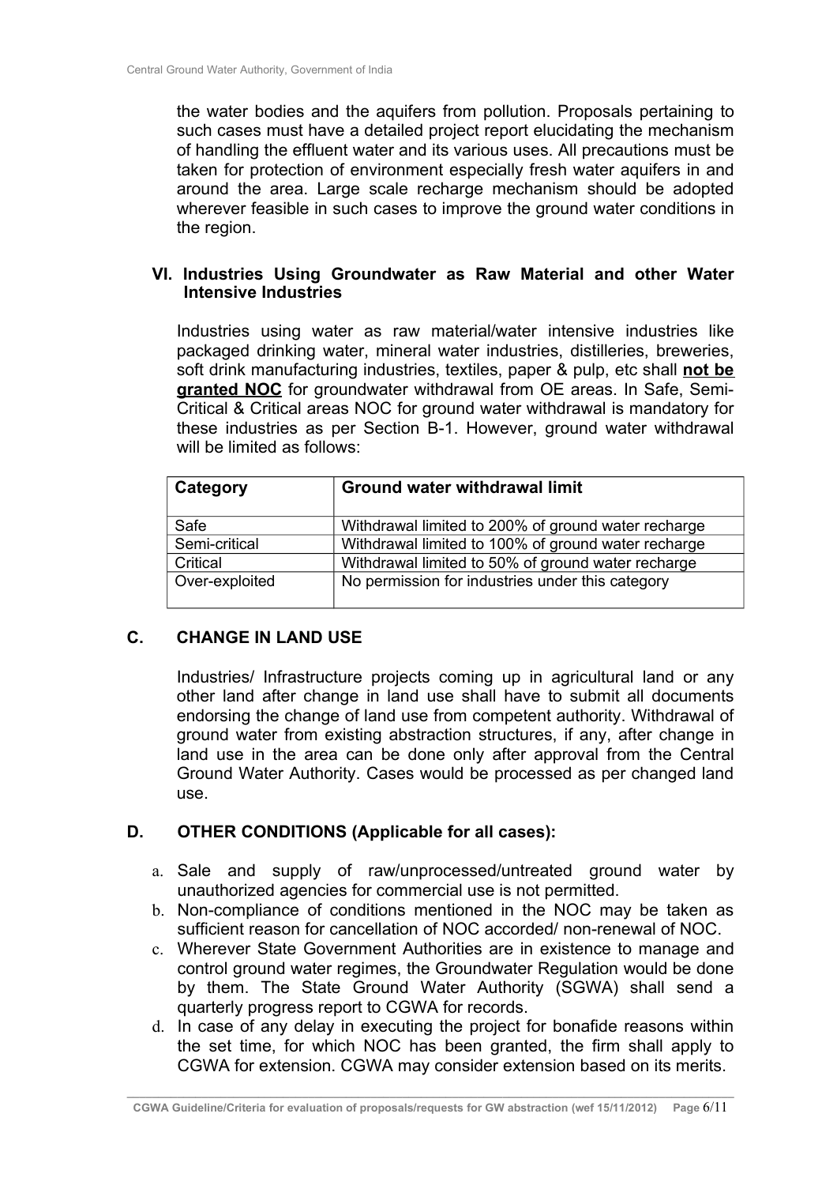the water bodies and the aquifers from pollution. Proposals pertaining to such cases must have a detailed project report elucidating the mechanism of handling the effluent water and its various uses. All precautions must be taken for protection of environment especially fresh water aquifers in and around the area. Large scale recharge mechanism should be adopted wherever feasible in such cases to improve the ground water conditions in the region.

### VI. Industries Using Groundwater as Raw Material and other Water Intensive Industries

Industries using water as raw material/water intensive industries like packaged drinking water, mineral water industries, distilleries, breweries, soft drink manufacturing industries, textiles, paper & pulp, etc shall **not be granted NOC** for groundwater withdrawal from OE areas. In Safe, Semi-Critical & Critical areas NOC for ground water withdrawal is mandatory for these industries as per Section B-1. However, ground water withdrawal will be limited as follows:

| Category | Ground water withdrawal limit |
|---|---|
| Safe | Withdrawal limited to 200% of ground water recharge |
| Semi-critical | Withdrawal limited to 100% of ground water recharge |
| Critical | Withdrawal limited to 50% of ground water recharge |
| Over-exploited | No permission for industries under this category |

## C. CHANGE IN LAND USE

Industries/ Infrastructure projects coming up in agricultural land or any other land after change in land use shall have to submit all documents endorsing the change of land use from competent authority. Withdrawal of ground water from existing abstraction structures, if any, after change in land use in the area can be done only after approval from the Central Ground Water Authority. Cases would be processed as per changed land use.

## D. OTHER CONDITIONS (Applicable for all cases):

a. Sale and supply of raw/unprocessed/untreated ground water by unauthorized agencies for commercial use is not permitted.
b. Non-compliance of conditions mentioned in the NOC may be taken as sufficient reason for cancellation of NOC accorded/ non-renewal of NOC.
c. Wherever State Government Authorities are in existence to manage and control ground water regimes, the Groundwater Regulation would be done by them. The State Ground Water Authority (SGWA) shall send a quarterly progress report to CGWA for records.
d. In case of any delay in executing the project for bonafide reasons within the set time, for which NOC has been granted, the firm shall apply to CGWA for extension. CGWA may consider extension based on its merits.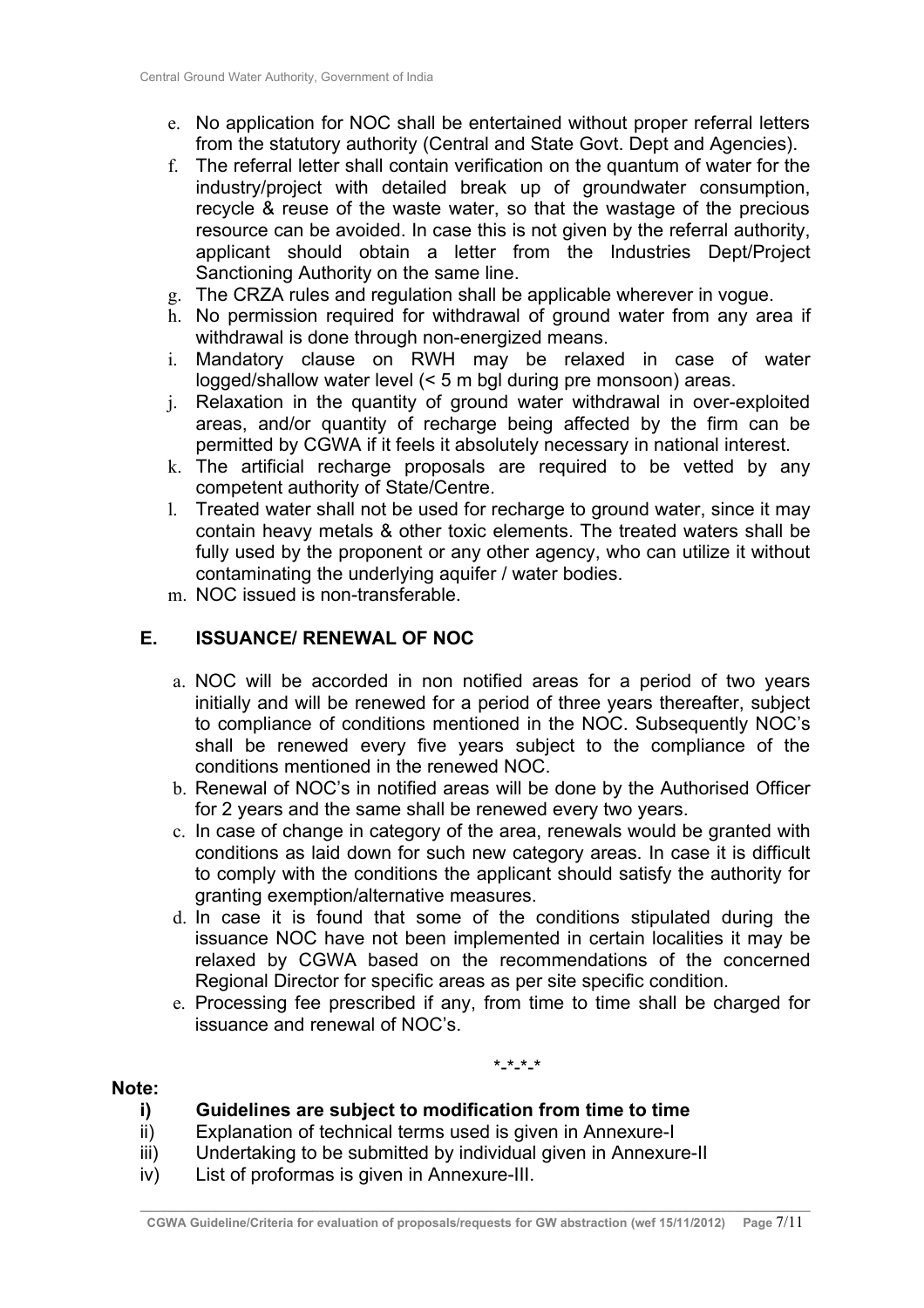e. No application for NOC shall be entertained without proper referral letters from the statutory authority (Central and State Govt. Dept and Agencies).
f. The referral letter shall contain verification on the quantum of water for the industry/project with detailed break up of groundwater consumption, recycle & reuse of the waste water, so that the wastage of the precious resource can be avoided. In case this is not given by the referral authority, applicant should obtain a letter from the Industries Dept/Project Sanctioning Authority on the same line.
g. The CRZA rules and regulation shall be applicable wherever in vogue.
h. No permission required for withdrawal of ground water from any area if withdrawal is done through non-energized means.
i. Mandatory clause on RWH may be relaxed in case of water logged/shallow water level (< 5 m bgl during pre monsoon) areas.
j. Relaxation in the quantity of ground water withdrawal in over-exploited areas, and/or quantity of recharge being affected by the firm can be permitted by CGWA if it feels it absolutely necessary in national interest.
k. The artificial recharge proposals are required to be vetted by any competent authority of State/Centre.
l. Treated water shall not be used for recharge to ground water, since it may contain heavy metals & other toxic elements. The treated waters shall be fully used by the proponent or any other agency, who can utilize it without contaminating the underlying aquifer / water bodies.
m. NOC issued is non-transferable.

## E. ISSUANCE/ RENEWAL OF NOC

a. NOC will be accorded in non notified areas for a period of two years initially and will be renewed for a period of three years thereafter, subject to compliance of conditions mentioned in the NOC. Subsequently NOC's shall be renewed every five years subject to the compliance of the conditions mentioned in the renewed NOC.
b. Renewal of NOC's in notified areas will be done by the Authorised Officer for 2 years and the same shall be renewed every two years.
c. In case of change in category of the area, renewals would be granted with conditions as laid down for such new category areas. In case it is difficult to comply with the conditions the applicant should satisfy the authority for granting exemption/alternative measures.
d. In case it is found that some of the conditions stipulated during the issuance NOC have not been implemented in certain localities it may be relaxed by CGWA based on the recommendations of the concerned Regional Director for specific areas as per site specific condition.
e. Processing fee prescribed if any, from time to time shall be charged for issuance and renewal of NOC's.

*-*-*-*

**Note:**

**i) Guidelines are subject to modification from time to time**

ii) Explanation of technical terms used is given in Annexure-I

iii) Undertaking to be submitted by individual given in Annexure-II

iv) List of proformas is given in Annexure-III.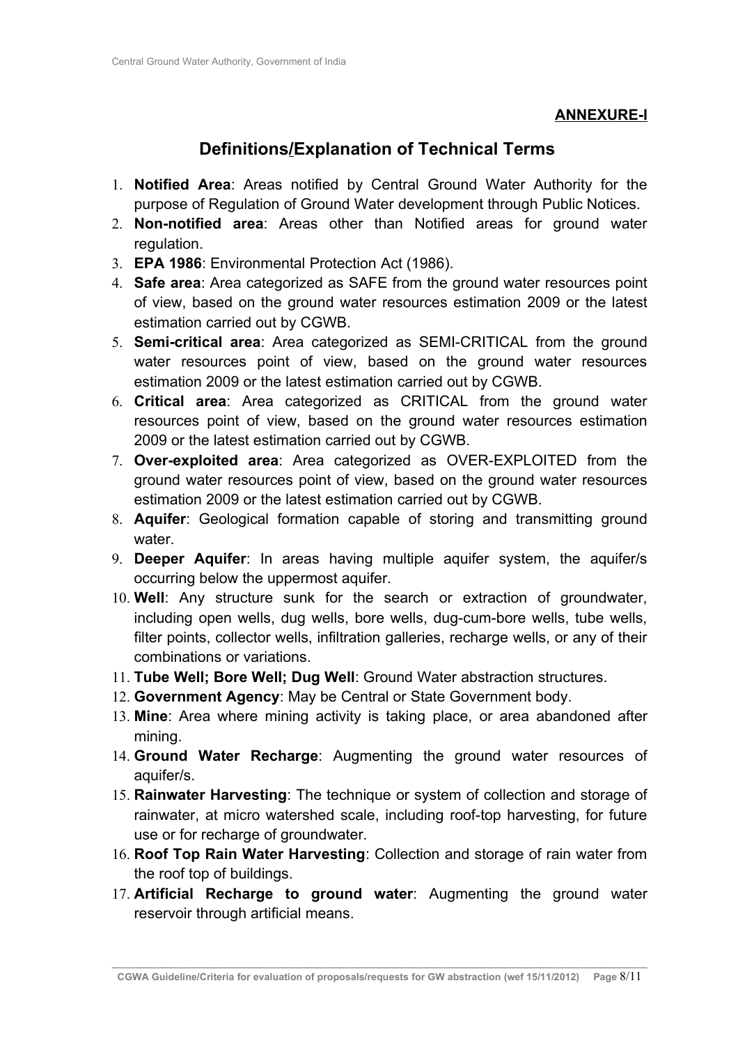**ANNEXURE-I**

## Definitions/Explanation of Technical Terms

1. **Notified Area**: Areas notified by Central Ground Water Authority for the purpose of Regulation of Ground Water development through Public Notices.
2. **Non-notified area**: Areas other than Notified areas for ground water regulation.
3. **EPA 1986**: Environmental Protection Act (1986).
4. **Safe area**: Area categorized as SAFE from the ground water resources point of view, based on the ground water resources estimation 2009 or the latest estimation carried out by CGWB.
5. **Semi-critical area**: Area categorized as SEMI-CRITICAL from the ground water resources point of view, based on the ground water resources estimation 2009 or the latest estimation carried out by CGWB.
6. **Critical area**: Area categorized as CRITICAL from the ground water resources point of view, based on the ground water resources estimation 2009 or the latest estimation carried out by CGWB.
7. **Over-exploited area**: Area categorized as OVER-EXPLOITED from the ground water resources point of view, based on the ground water resources estimation 2009 or the latest estimation carried out by CGWB.
8. **Aquifer**: Geological formation capable of storing and transmitting ground water.
9. **Deeper Aquifer**: In areas having multiple aquifer system, the aquifer/s occurring below the uppermost aquifer.
10. **Well**: Any structure sunk for the search or extraction of groundwater, including open wells, dug wells, bore wells, dug-cum-bore wells, tube wells, filter points, collector wells, infiltration galleries, recharge wells, or any of their combinations or variations.
11. **Tube Well; Bore Well; Dug Well**: Ground Water abstraction structures.
12. **Government Agency**: May be Central or State Government body.
13. **Mine**: Area where mining activity is taking place, or area abandoned after mining.
14. **Ground Water Recharge**: Augmenting the ground water resources of aquifer/s.
15. **Rainwater Harvesting**: The technique or system of collection and storage of rainwater, at micro watershed scale, including roof-top harvesting, for future use or for recharge of groundwater.
16. **Roof Top Rain Water Harvesting**: Collection and storage of rain water from the roof top of buildings.
17. **Artificial Recharge to ground water**: Augmenting the ground water reservoir through artificial means.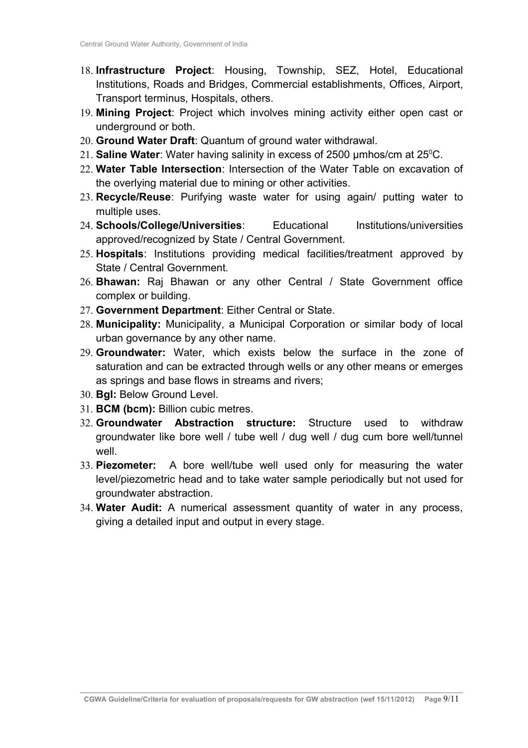18. **Infrastructure Project**: Housing, Township, SEZ, Hotel, Educational Institutions, Roads and Bridges, Commercial establishments, Offices, Airport, Transport terminus, Hospitals, others.
19. **Mining Project**: Project which involves mining activity either open cast or underground or both.
20. **Ground Water Draft**: Quantum of ground water withdrawal.
21. **Saline Water**: Water having salinity in excess of 2500 μmhos/cm at $25^0$C.
22. **Water Table Intersection**: Intersection of the Water Table on excavation of the overlying material due to mining or other activities.
23. **Recycle/Reuse**: Purifying waste water for using again/ putting water to multiple uses.
24. **Schools/College/Universities**: Educational Institutions/universities approved/recognized by State / Central Government.
25. **Hospitals**: Institutions providing medical facilities/treatment approved by State / Central Government.
26. **Bhawan:** Raj Bhawan or any other Central / State Government office complex or building.
27. **Government Department**: Either Central or State.
28. **Municipality:** Municipality, a Municipal Corporation or similar body of local urban governance by any other name.
29. **Groundwater:** Water, which exists below the surface in the zone of saturation and can be extracted through wells or any other means or emerges as springs and base flows in streams and rivers;
30. **Bgl:** Below Ground Level.
31. **BCM (bcm):** Billion cubic metres.
32. **Groundwater Abstraction structure:** Structure used to withdraw groundwater like bore well / tube well / dug well / dug cum bore well/tunnel well.
33. **Piezometer:** A bore well/tube well used only for measuring the water level/piezometric head and to take water sample periodically but not used for groundwater abstraction.
34. **Water Audit:** A numerical assessment quantity of water in any process, giving a detailed input and output in every stage.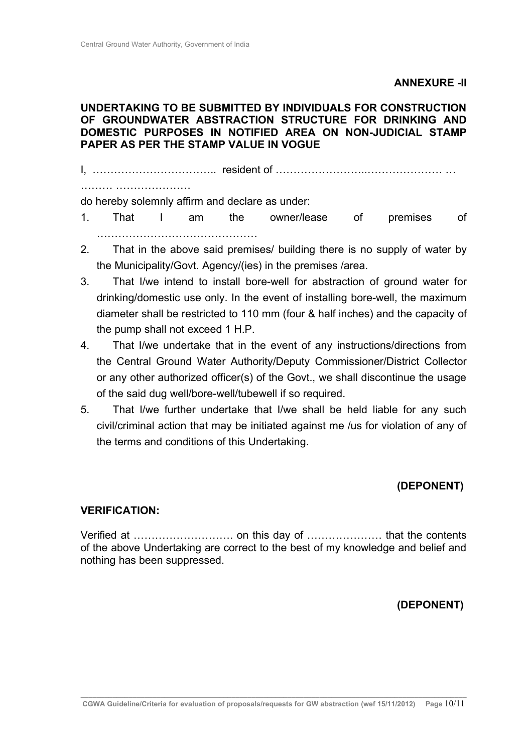**ANNEXURE -II**

**UNDERTAKING TO BE SUBMITTED BY INDIVIDUALS FOR CONSTRUCTION OF GROUNDWATER ABSTRACTION STRUCTURE FOR DRINKING AND DOMESTIC PURPOSES IN NOTIFIED AREA ON NON-JUDICIAL STAMP PAPER AS PER THE STAMP VALUE IN VOGUE**

I, …………………………….. resident of ……………………..………………… … ……… …………………

do hereby solemnly affirm and declare as under:

1. That I am the owner/lease of premises of ………………………………………
2. That in the above said premises/ building there is no supply of water by the Municipality/Govt. Agency/(ies) in the premises /area.
3. That I/we intend to install bore-well for abstraction of ground water for drinking/domestic use only. In the event of installing bore-well, the maximum diameter shall be restricted to 110 mm (four & half inches) and the capacity of the pump shall not exceed 1 H.P.
4. That I/we undertake that in the event of any instructions/directions from the Central Ground Water Authority/Deputy Commissioner/District Collector or any other authorized officer(s) of the Govt., we shall discontinue the usage of the said dug well/bore-well/tubewell if so required.
5. That I/we further undertake that I/we shall be held liable for any such civil/criminal action that may be initiated against me /us for violation of any of the terms and conditions of this Undertaking.

**(DEPONENT)**

**VERIFICATION:**

Verified at ………………………. on this day of ………………… that the contents of the above Undertaking are correct to the best of my knowledge and belief and nothing has been suppressed.

**(DEPONENT)**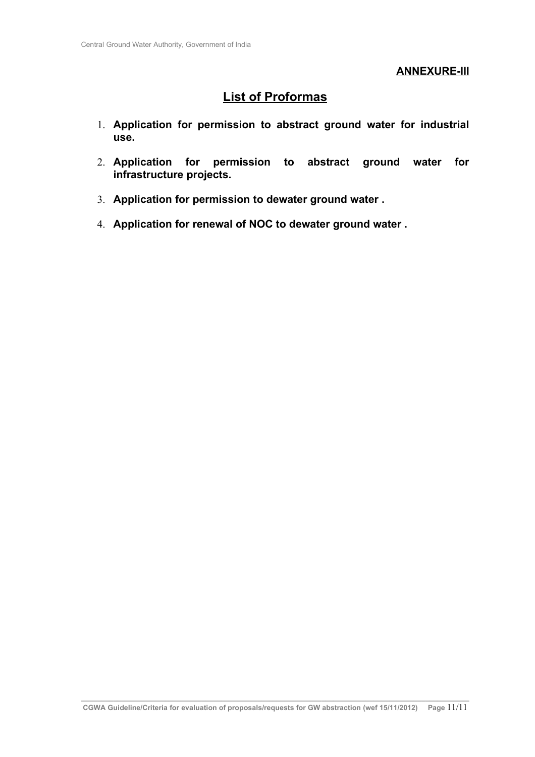**ANNEXURE-III**

## List of Proformas

1. **Application for permission to abstract ground water for industrial use.**
2. **Application for permission to abstract ground water for infrastructure projects.**
3. **Application for permission to dewater ground water .**
4. **Application for renewal of NOC to dewater ground water .**